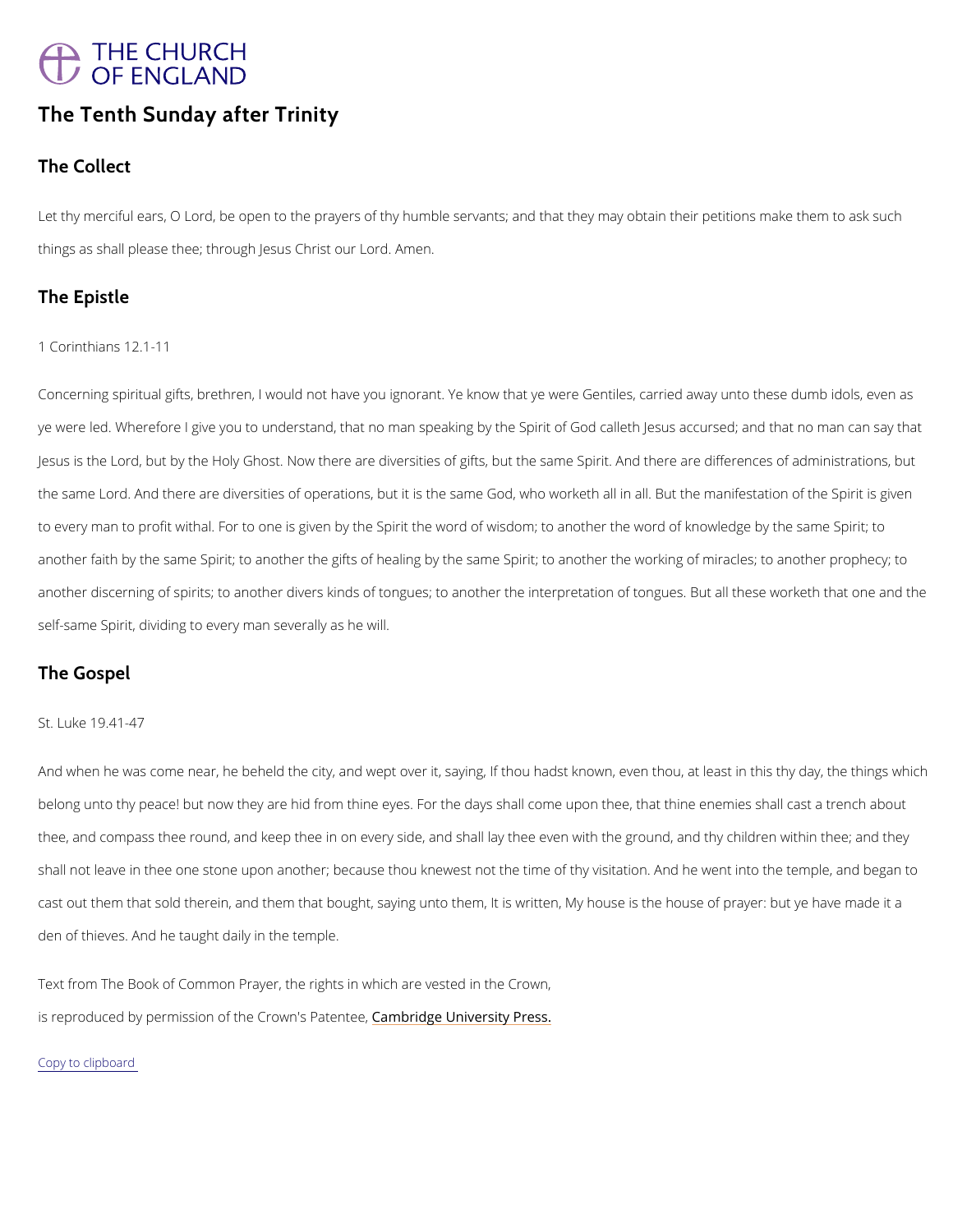THE CHURCH OF ENGLAND

# The Tenth Sunday after Trinity

## The Collect

Let thy merciful ears, O Lord, be open to the prayers of thy humble servants; and that they may obtain their petitions make them to ask such things as shall please thee; through Jesus Christ our Lord. Amen.

## The Epistle

1 Corinthians 12.1-11

Concerning spiritual gifts, brethren, I would not have you ignorant. Ye know that ye were Gentiles, carried away unto these dumb idols, even as ye were led. Wherefore I give you to understand, that no man speaking by the Spirit of God calleth Jesus accursed; and that no man can say that Jesus is the Lord, but by the Holy Ghost. Now there are diversities of gifts, but the same Spirit. And there are differences of administrations, but the same Lord. And there are diversities of operations, but it is the same God, who worketh all in all. But the manifestation of the Spirit is given to every man to profit withal. For to one is given by the Spirit the word of wisdom; to another the word of knowledge by the same Spirit; to another faith by the same Spirit; to another the gifts of healing by the same Spirit; to another the working of miracles; to another prophecy; to another discerning of spirits; to another divers kinds of tongues; to another the interpretation of tongues. But all these worketh that one and the self-same Spirit, dividing to every man severally as he will.

## The Gospel

St. Luke 19.41-47

And when he was come near, he beheld the city, and wept over it, saying, If thou hadst known, even thou, at least in this thy day, the things which belong unto thy peace! but now they are hid from thine eyes. For the days shall come upon thee, that thine enemies shall cast a trench about thee, and compass thee round, and keep thee in on every side, and shall lay thee even with the ground, and thy children within thee; and they shall not leave in thee one stone upon another; because thou knewest not the time of thy visitation. And he went into the temple, and began to cast out them that sold therein, and them that bought, saying unto them, It is written, My house is the house of prayer: but ye have made it a den of thieves. And he taught daily in the temple.

Text from The Book of Common Prayer, the rights in which are vested in the Crown, is reproduced by permission of the Crown's Patentee, Cambridge University Press.

Copy to clipboard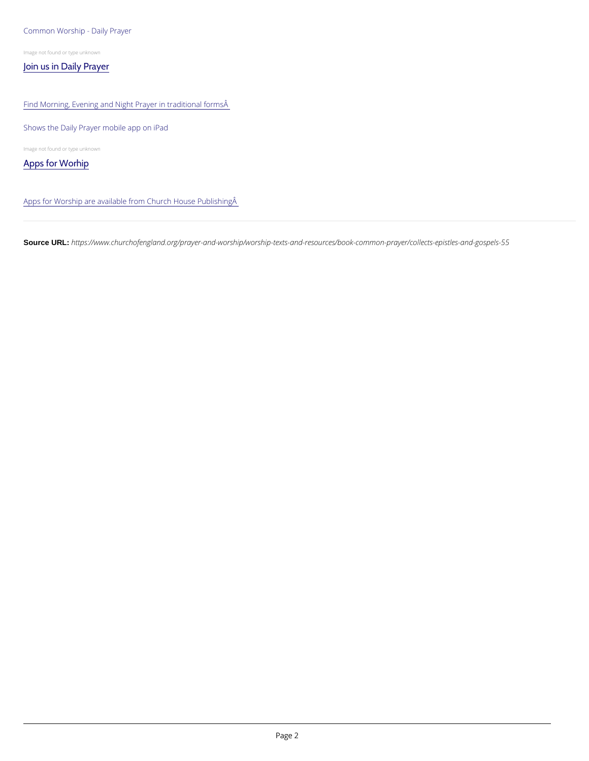Common Worship - Daily Prayer

Image not found or type unknown

[Join us in Daily Prayer]

[Find Morning, Evening and Night Prayer in traditional formsÂ ]

Shows the Daily Prayer mobile app on iPad

Image not found or type unknown

[Apps for Worhip]

[Apps for Worship are available from Church House PublishingÂ ]

---

**Source URL:** *https://www.churchofengland.org/prayer-and-worship/worship-texts-and-resources/book-common-prayer/collects-epistles-and-gospels-55*